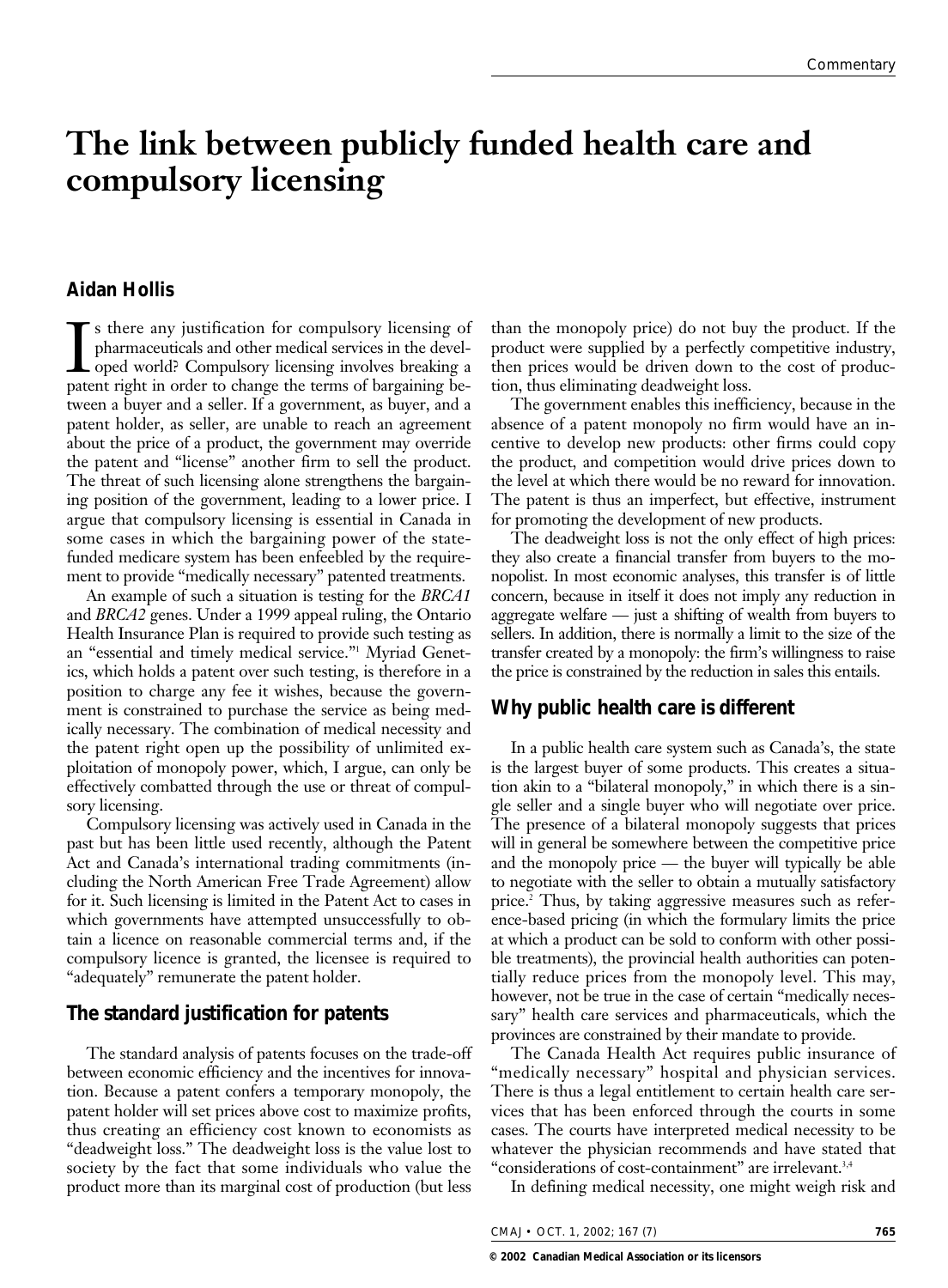# The link between publicly funded health care and compulsory licensing

## Aidan Hollis

Is there any justification for compulsory licensing of pharmaceuticals and other medical services in the developed world? Compulsory licensing involves breaking a patent right in order to change the terms of bargaining between a buyer and a seller. If a government, as buyer, and a patent holder, as seller, are unable to reach an agreement about the price of a product, the government may override the patent and "license" another firm to sell the product. The threat of such licensing alone strengthens the bargaining position of the government, leading to a lower price. I argue that compulsory licensing is essential in Canada in some cases in which the bargaining power of the state-funded medicare system has been enfeebled by the requirement to provide "medically necessary" patented treatments.

An example of such a situation is testing for the *BRCA1* and *BRCA2* genes. Under a 1999 appeal ruling, the Ontario Health Insurance Plan is required to provide such testing as an "essential and timely medical service."[1] Myriad Genetics, which holds a patent over such testing, is therefore in a position to charge any fee it wishes, because the government is constrained to purchase the service as being medically necessary. The combination of medical necessity and the patent right open up the possibility of unlimited exploitation of monopoly power, which, I argue, can only be effectively combatted through the use or threat of compulsory licensing.

Compulsory licensing was actively used in Canada in the past but has been little used recently, although the Patent Act and Canada's international trading commitments (including the North American Free Trade Agreement) allow for it. Such licensing is limited in the Patent Act to cases in which governments have attempted unsuccessfully to obtain a licence on reasonable commercial terms and, if the compulsory licence is granted, the licensee is required to "adequately" remunerate the patent holder.

## The standard justification for patents

The standard analysis of patents focuses on the trade-off between economic efficiency and the incentives for innovation. Because a patent confers a temporary monopoly, the patent holder will set prices above cost to maximize profits, thus creating an efficiency cost known to economists as "deadweight loss." The deadweight loss is the value lost to society by the fact that some individuals who value the product more than its marginal cost of production (but less than the monopoly price) do not buy the product. If the product were supplied by a perfectly competitive industry, then prices would be driven down to the cost of production, thus eliminating deadweight loss.

The government enables this inefficiency, because in the absence of a patent monopoly no firm would have an incentive to develop new products: other firms could copy the product, and competition would drive prices down to the level at which there would be no reward for innovation. The patent is thus an imperfect, but effective, instrument for promoting the development of new products.

The deadweight loss is not the only effect of high prices: they also create a financial transfer from buyers to the monopolist. In most economic analyses, this transfer is of little concern, because in itself it does not imply any reduction in aggregate welfare — just a shifting of wealth from buyers to sellers. In addition, there is normally a limit to the size of the transfer created by a monopoly: the firm's willingness to raise the price is constrained by the reduction in sales this entails.

## Why public health care is different

In a public health care system such as Canada's, the state is the largest buyer of some products. This creates a situation akin to a "bilateral monopoly," in which there is a single seller and a single buyer who will negotiate over price. The presence of a bilateral monopoly suggests that prices will in general be somewhere between the competitive price and the monopoly price — the buyer will typically be able to negotiate with the seller to obtain a mutually satisfactory price.[2] Thus, by taking aggressive measures such as reference-based pricing (in which the formulary limits the price at which a product can be sold to conform with other possible treatments), the provincial health authorities can potentially reduce prices from the monopoly level. This may, however, not be true in the case of certain "medically necessary" health care services and pharmaceuticals, which the provinces are constrained by their mandate to provide.

The Canada Health Act requires public insurance of "medically necessary" hospital and physician services. There is thus a legal entitlement to certain health care services that has been enforced through the courts in some cases. The courts have interpreted medical necessity to be whatever the physician recommends and have stated that "considerations of cost-containment" are irrelevant.[3,4]

In defining medical necessity, one might weigh risk and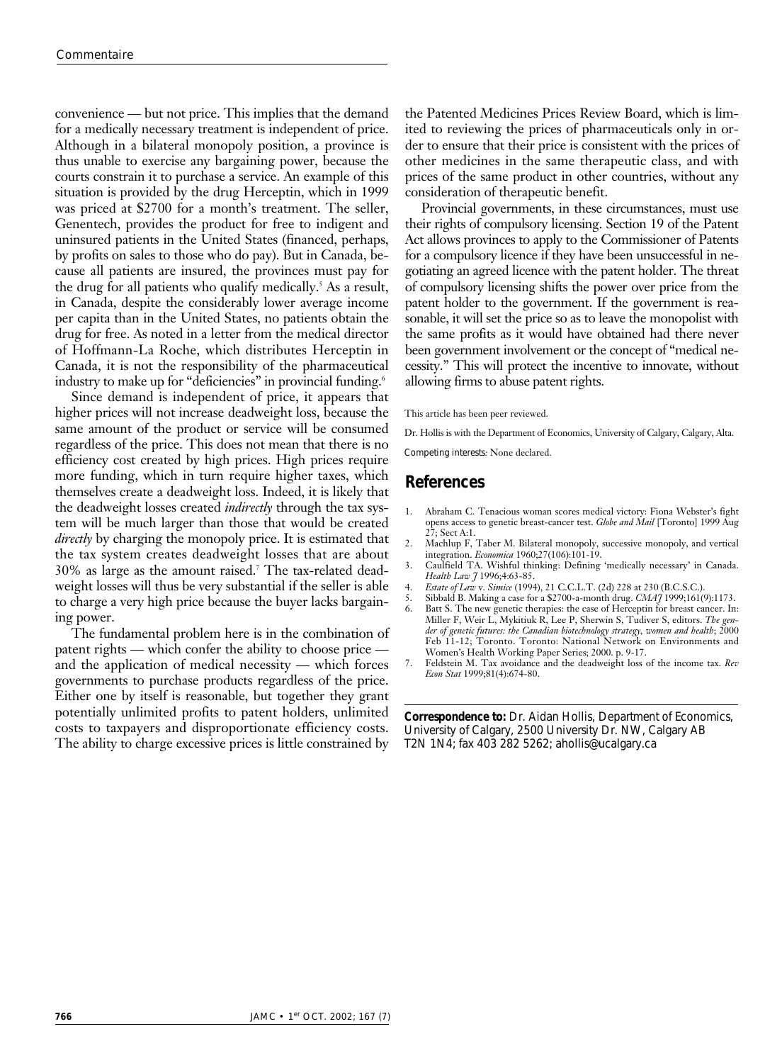convenience — but not price. This implies that the demand for a medically necessary treatment is independent of price. Although in a bilateral monopoly position, a province is thus unable to exercise any bargaining power, because the courts constrain it to purchase a service. An example of this situation is provided by the drug Herceptin, which in 1999 was priced at $2700 for a month's treatment. The seller, Genentech, provides the product for free to indigent and uninsured patients in the United States (financed, perhaps, by profits on sales to those who do pay). But in Canada, because all patients are insured, the provinces must pay for the drug for all patients who qualify medically.[5] As a result, in Canada, despite the considerably lower average income per capita than in the United States, no patients obtain the drug for free. As noted in a letter from the medical director of Hoffmann-La Roche, which distributes Herceptin in Canada, it is not the responsibility of the pharmaceutical industry to make up for "deficiencies" in provincial funding.[6]

Since demand is independent of price, it appears that higher prices will not increase deadweight loss, because the same amount of the product or service will be consumed regardless of the price. This does not mean that there is no efficiency cost created by high prices. High prices require more funding, which in turn require higher taxes, which themselves create a deadweight loss. Indeed, it is likely that the deadweight losses created *indirectly* through the tax system will be much larger than those that would be created *directly* by charging the monopoly price. It is estimated that the tax system creates deadweight losses that are about 30% as large as the amount raised.[7] The tax-related deadweight losses will thus be very substantial if the seller is able to charge a very high price because the buyer lacks bargaining power.

The fundamental problem here is in the combination of patent rights — which confer the ability to choose price — and the application of medical necessity — which forces governments to purchase products regardless of the price. Either one by itself is reasonable, but together they grant potentially unlimited profits to patent holders, unlimited costs to taxpayers and disproportionate efficiency costs. The ability to charge excessive prices is little constrained by the Patented Medicines Prices Review Board, which is limited to reviewing the prices of pharmaceuticals only in order to ensure that their price is consistent with the prices of other medicines in the same therapeutic class, and with prices of the same product in other countries, without any consideration of therapeutic benefit.

Provincial governments, in these circumstances, must use their rights of compulsory licensing. Section 19 of the Patent Act allows provinces to apply to the Commissioner of Patents for a compulsory licence if they have been unsuccessful in negotiating an agreed licence with the patent holder. The threat of compulsory licensing shifts the power over price from the patent holder to the government. If the government is reasonable, it will set the price so as to leave the monopolist with the same profits as it would have obtained had there never been government involvement or the concept of "medical necessity." This will protect the incentive to innovate, without allowing firms to abuse patent rights.

This article has been peer reviewed.

Dr. Hollis is with the Department of Economics, University of Calgary, Calgary, Alta.

*Competing interests:* None declared.

## References

1. Abraham C. Tenacious woman scores medical victory: Fiona Webster's fight opens access to genetic breast-cancer test. *Globe and Mail* [Toronto] 1999 Aug 27; Sect A:1.
2. Machlup F, Taber M. Bilateral monopoly, successive monopoly, and vertical integration. *Economica* 1960;27(106):101-19.
3. Caulfield TA. Wishful thinking: Defining 'medically necessary' in Canada. *Health Law J* 1996;4:63-85.
4. *Estate of Law* v. *Simice* (1994), 21 C.C.L.T. (2d) 228 at 230 (B.C.S.C.).
5. Sibbald B. Making a case for a $2700-a-month drug. *CMAJ* 1999;161(9):1173.
6. Batt S. The new genetic therapies: the case of Herceptin for breast cancer. In: Miller F, Weir L, Mykitiuk R, Lee P, Sherwin S, Tudiver S, editors. *The gender of genetic futures: the Canadian biotechnology strategy, women and health*; 2000 Feb 11-12; Toronto. Toronto: National Network on Environments and Women's Health Working Paper Series; 2000. p. 9-17.
7. Feldstein M. Tax avoidance and the deadweight loss of the income tax. *Rev Econ Stat* 1999;81(4):674-80.

**Correspondence to:** Dr. Aidan Hollis, Department of Economics, University of Calgary, 2500 University Dr. NW, Calgary AB T2N 1N4; fax 403 282 5262; ahollis@ucalgary.ca